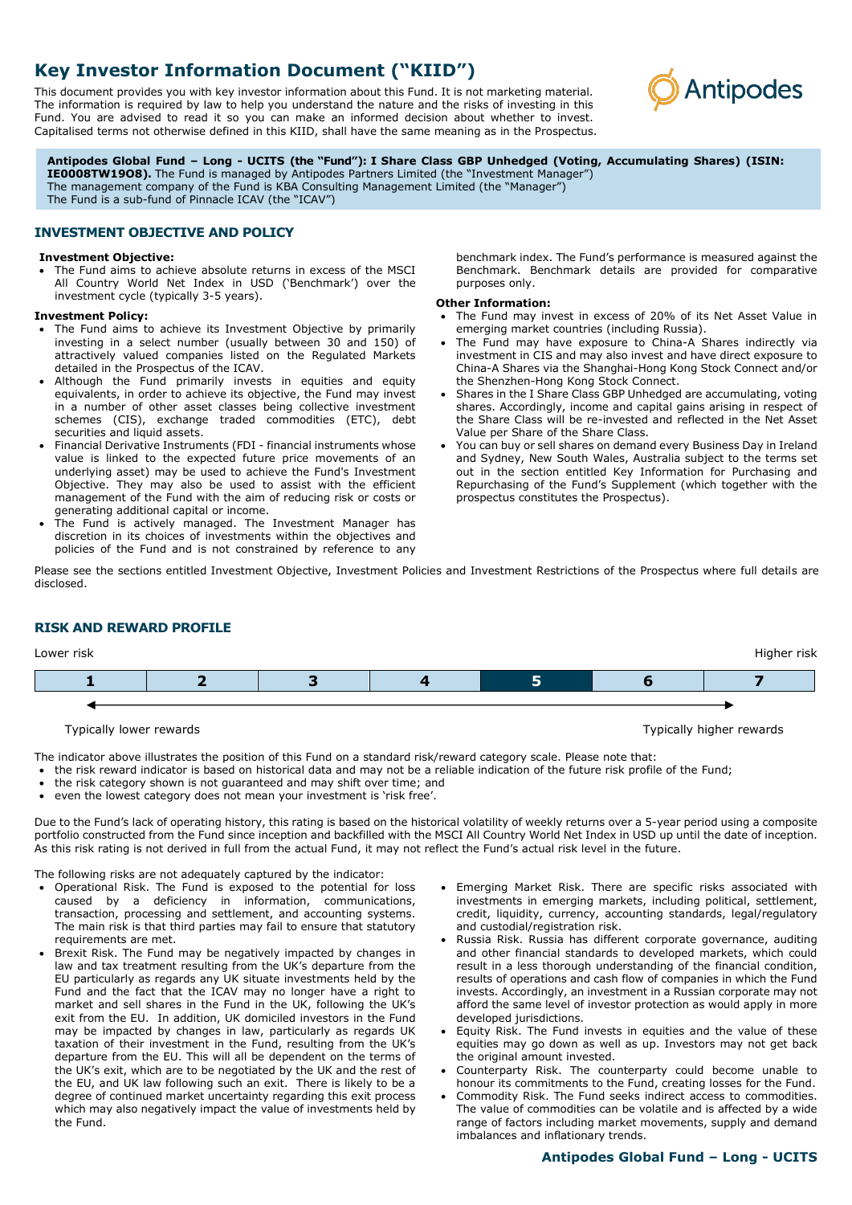# Key Investor Information Document ("KIID")

This document provides you with key investor information about this Fund. It is not marketing material. The information is required by law to help you understand the nature and the risks of investing in this Fund. You are advised to read it so you can make an informed decision about whether to invest. Capitalised terms not otherwise defined in this KIID, shall have the same meaning as in the Prospectus.

**Antipodes Global Fund – Long - UCITS (the "Fund"): I Share Class GBP Unhedged (Voting, Accumulating Shares) (ISIN: IE0008TW19O8).** The Fund is managed by Antipodes Partners Limited (the "Investment Manager")
The management company of the Fund is KBA Consulting Management Limited (the "Manager")
The Fund is a sub-fund of Pinnacle ICAV (the "ICAV")

## INVESTMENT OBJECTIVE AND POLICY

**Investment Objective:**

- The Fund aims to achieve absolute returns in excess of the MSCI All Country World Net Index in USD ('Benchmark') over the investment cycle (typically 3-5 years).

**Investment Policy:**

- The Fund aims to achieve its Investment Objective by primarily investing in a select number (usually between 30 and 150) of attractively valued companies listed on the Regulated Markets detailed in the Prospectus of the ICAV.
- Although the Fund primarily invests in equities and equity equivalents, in order to achieve its objective, the Fund may invest in a number of other asset classes being collective investment schemes (CIS), exchange traded commodities (ETC), debt securities and liquid assets.
- Financial Derivative Instruments (FDI - financial instruments whose value is linked to the expected future price movements of an underlying asset) may be used to achieve the Fund's Investment Objective. They may also be used to assist with the efficient management of the Fund with the aim of reducing risk or costs or generating additional capital or income.
- The Fund is actively managed. The Investment Manager has discretion in its choices of investments within the objectives and policies of the Fund and is not constrained by reference to any benchmark index. The Fund's performance is measured against the Benchmark. Benchmark details are provided for comparative purposes only.

**Other Information:**

- The Fund may invest in excess of 20% of its Net Asset Value in emerging market countries (including Russia).
- The Fund may have exposure to China-A Shares indirectly via investment in CIS and may also invest and have direct exposure to China-A Shares via the Shanghai-Hong Kong Stock Connect and/or the Shenzhen-Hong Kong Stock Connect.
- Shares in the I Share Class GBP Unhedged are accumulating, voting shares. Accordingly, income and capital gains arising in respect of the Share Class will be re-invested and reflected in the Net Asset Value per Share of the Share Class.
- You can buy or sell shares on demand every Business Day in Ireland and Sydney, New South Wales, Australia subject to the terms set out in the section entitled Key Information for Purchasing and Repurchasing of the Fund's Supplement (which together with the prospectus constitutes the Prospectus).

Please see the sections entitled Investment Objective, Investment Policies and Investment Restrictions of the Prospectus where full details are disclosed.

## RISK AND REWARD PROFILE

Lower risk — Higher risk

| 1 | 2 | 3 | 4 | **5** | 6 | 7 |
|---|---|---|---|---|---|---|

Typically lower rewards — Typically higher rewards

The indicator above illustrates the position of this Fund on a standard risk/reward category scale. Please note that:

- the risk reward indicator is based on historical data and may not be a reliable indication of the future risk profile of the Fund;
- the risk category shown is not guaranteed and may shift over time; and
- even the lowest category does not mean your investment is 'risk free'.

Due to the Fund's lack of operating history, this rating is based on the historical volatility of weekly returns over a 5-year period using a composite portfolio constructed from the Fund since inception and backfilled with the MSCI All Country World Net Index in USD up until the date of inception. As this risk rating is not derived in full from the actual Fund, it may not reflect the Fund's actual risk level in the future.

The following risks are not adequately captured by the indicator:

- Operational Risk. The Fund is exposed to the potential for loss caused by a deficiency in information, communications, transaction, processing and settlement, and accounting systems. The main risk is that third parties may fail to ensure that statutory requirements are met.
- Brexit Risk. The Fund may be negatively impacted by changes in law and tax treatment resulting from the UK's departure from the EU particularly as regards any UK situate investments held by the Fund and the fact that the ICAV may no longer have a right to market and sell shares in the Fund in the UK, following the UK's exit from the EU. In addition, UK domiciled investors in the Fund may be impacted by changes in law, particularly as regards UK taxation of their investment in the Fund, resulting from the UK's departure from the EU. This will all be dependent on the terms of the UK's exit, which are to be negotiated by the UK and the rest of the EU, and UK law following such an exit. There is likely to be a degree of continued market uncertainty regarding this exit process which may also negatively impact the value of investments held by the Fund.
- Emerging Market Risk. There are specific risks associated with investments in emerging markets, including political, settlement, credit, liquidity, currency, accounting standards, legal/regulatory and custodial/registration risk.
- Russia Risk. Russia has different corporate governance, auditing and other financial standards to developed markets, which could result in a less thorough understanding of the financial condition, results of operations and cash flow of companies in which the Fund invests. Accordingly, an investment in a Russian corporate may not afford the same level of investor protection as would apply in more developed jurisdictions.
- Equity Risk. The Fund invests in equities and the value of these equities may go down as well as up. Investors may not get back the original amount invested.
- Counterparty Risk. The counterparty could become unable to honour its commitments to the Fund, creating losses for the Fund.
- Commodity Risk. The Fund seeks indirect access to commodities. The value of commodities can be volatile and is affected by a wide range of factors including market movements, supply and demand imbalances and inflationary trends.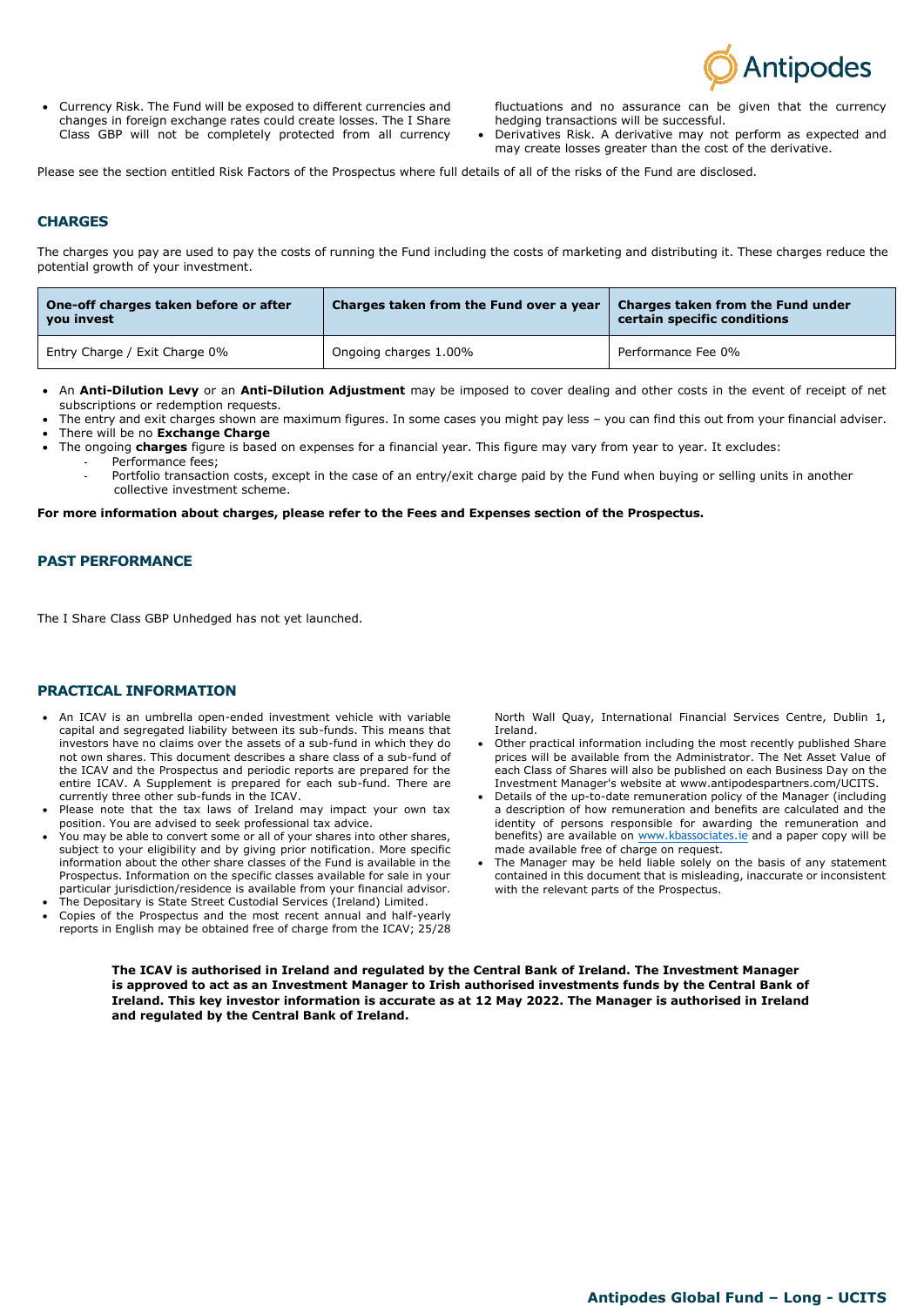- Currency Risk. The Fund will be exposed to different currencies and changes in foreign exchange rates could create losses. The I Share Class GBP will not be completely protected from all currency fluctuations and no assurance can be given that the currency hedging transactions will be successful.
- Derivatives Risk. A derivative may not perform as expected and may create losses greater than the cost of the derivative.

Please see the section entitled Risk Factors of the Prospectus where full details of all of the risks of the Fund are disclosed.

## CHARGES

The charges you pay are used to pay the costs of running the Fund including the costs of marketing and distributing it. These charges reduce the potential growth of your investment.

| One-off charges taken before or after you invest | Charges taken from the Fund over a year | Charges taken from the Fund under certain specific conditions |
|---|---|---|
| Entry Charge / Exit Charge 0% | Ongoing charges 1.00% | Performance Fee 0% |

- An **Anti-Dilution Levy** or an **Anti-Dilution Adjustment** may be imposed to cover dealing and other costs in the event of receipt of net subscriptions or redemption requests.
- The entry and exit charges shown are maximum figures. In some cases you might pay less – you can find this out from your financial adviser.
- There will be no **Exchange Charge**
- The ongoing **charges** figure is based on expenses for a financial year. This figure may vary from year to year. It excludes:
  - Performance fees;
  - Portfolio transaction costs, except in the case of an entry/exit charge paid by the Fund when buying or selling units in another collective investment scheme.

**For more information about charges, please refer to the Fees and Expenses section of the Prospectus.**

## PAST PERFORMANCE

The I Share Class GBP Unhedged has not yet launched.

## PRACTICAL INFORMATION

- An ICAV is an umbrella open-ended investment vehicle with variable capital and segregated liability between its sub-funds. This means that investors have no claims over the assets of a sub-fund in which they do not own shares. This document describes a share class of a sub-fund of the ICAV and the Prospectus and periodic reports are prepared for the entire ICAV. A Supplement is prepared for each sub-fund. There are currently three other sub-funds in the ICAV.
- Please note that the tax laws of Ireland may impact your own tax position. You are advised to seek professional tax advice.
- You may be able to convert some or all of your shares into other shares, subject to your eligibility and by giving prior notification. More specific information about the other share classes of the Fund is available in the Prospectus. Information on the specific classes available for sale in your particular jurisdiction/residence is available from your financial advisor.
- The Depositary is State Street Custodial Services (Ireland) Limited.
- Copies of the Prospectus and the most recent annual and half-yearly reports in English may be obtained free of charge from the ICAV; 25/28 North Wall Quay, International Financial Services Centre, Dublin 1, Ireland.
- Other practical information including the most recently published Share prices will be available from the Administrator. The Net Asset Value of each Class of Shares will also be published on each Business Day on the Investment Manager's website at www.antipodespartners.com/UCITS.
- Details of the up-to-date remuneration policy of the Manager (including a description of how remuneration and benefits are calculated and the identity of persons responsible for awarding the remuneration and benefits) are available on www.kbassociates.ie and a paper copy will be made available free of charge on request.
- The Manager may be held liable solely on the basis of any statement contained in this document that is misleading, inaccurate or inconsistent with the relevant parts of the Prospectus.

**The ICAV is authorised in Ireland and regulated by the Central Bank of Ireland. The Investment Manager is approved to act as an Investment Manager to Irish authorised investments funds by the Central Bank of Ireland. This key investor information is accurate as at 12 May 2022. The Manager is authorised in Ireland and regulated by the Central Bank of Ireland.**